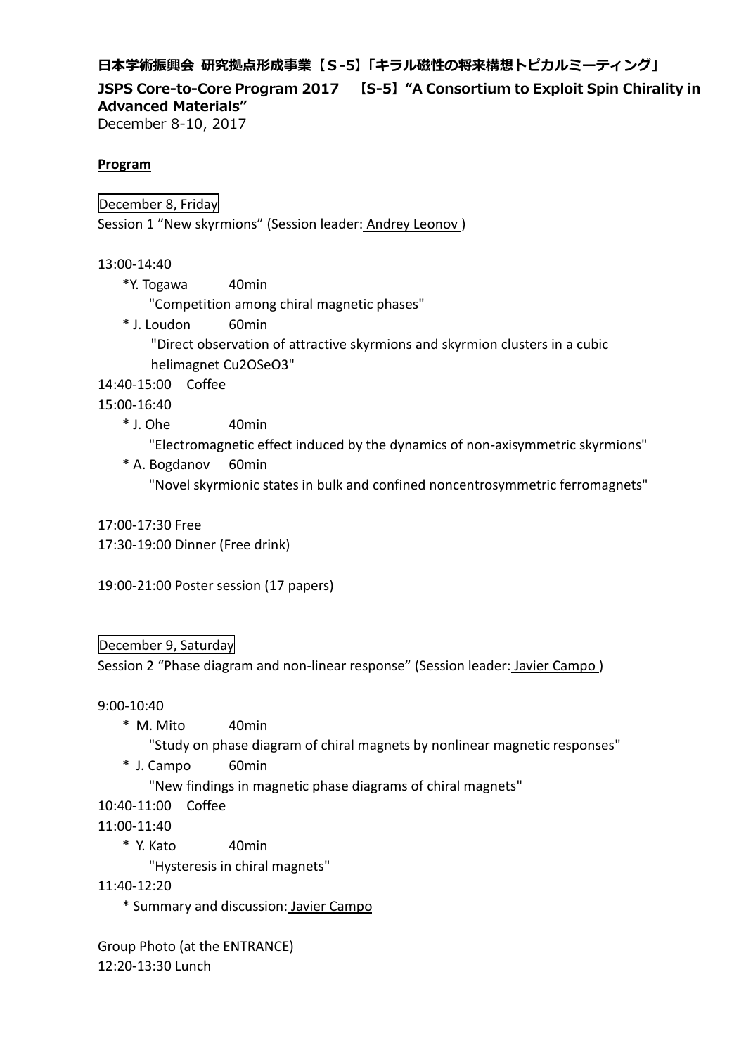**日本学術振興会 研究拠点形成事業【S-5】「キラル磁性の将来構想トピカルミーティング」**

**JSPS Core-to-Core Program 2017 【S-5】"A Consortium to Exploit Spin Chirality in Advanced Materials"**

December 8-10, 2017

**Program**

December 8, Friday

Session 1 "New skyrmions" (Session leader: Andrey Leonov )

13:00-14:40

- *Y. Togawa 40min
  "Competition among chiral magnetic phases"
- * J. Loudon 60min
  "Direct observation of attractive skyrmions and skyrmion clusters in a cubic helimagnet Cu2OSeO3"

14:40-15:00 Coffee

15:00-16:40

- * J. Ohe 40min
  "Electromagnetic effect induced by the dynamics of non-axisymmetric skyrmions"
- * A. Bogdanov 60min
  "Novel skyrmionic states in bulk and confined noncentrosymmetric ferromagnets"

17:00-17:30 Free

17:30-19:00 Dinner (Free drink)

19:00-21:00 Poster session (17 papers)

December 9, Saturday

Session 2 "Phase diagram and non-linear response" (Session leader: Javier Campo )

9:00-10:40

- * M. Mito 40min
  "Study on phase diagram of chiral magnets by nonlinear magnetic responses"
- * J. Campo 60min
  "New findings in magnetic phase diagrams of chiral magnets"

10:40-11:00 Coffee

11:00-11:40

- * Y. Kato 40min
  "Hysteresis in chiral magnets"

11:40-12:20

- * Summary and discussion: Javier Campo

Group Photo (at the ENTRANCE)

12:20-13:30 Lunch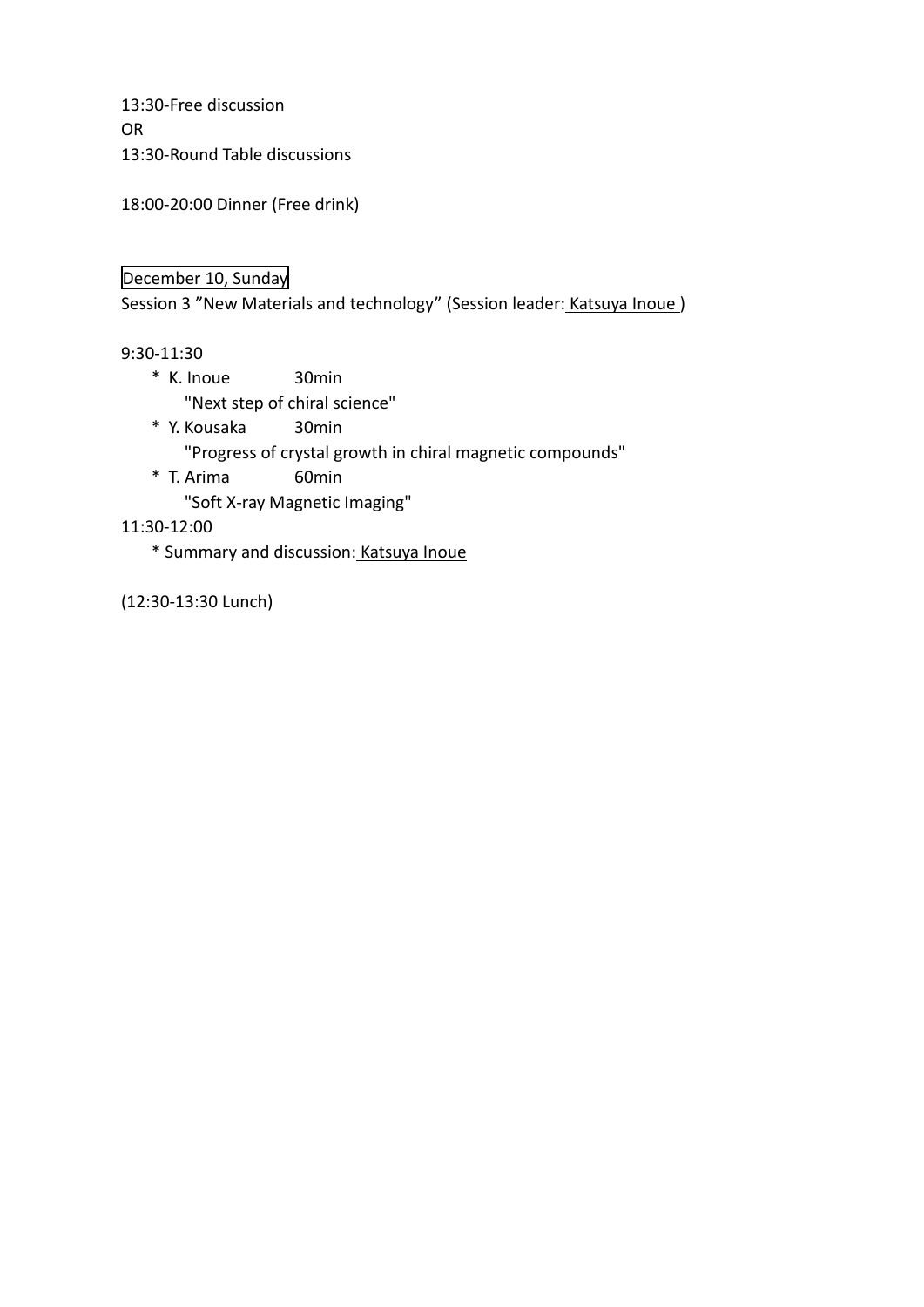13:30-Free discussion

OR

13:30-Round Table discussions

18:00-20:00 Dinner (Free drink)

December 10, Sunday

Session 3 ”New Materials and technology” (Session leader: Katsuya Inoue )

9:30-11:30

- K. Inoue 30min
  "Next step of chiral science"
- Y. Kousaka 30min
  "Progress of crystal growth in chiral magnetic compounds"
- T. Arima 60min
  "Soft X-ray Magnetic Imaging"

11:30-12:00

- Summary and discussion: Katsuya Inoue

(12:30-13:30 Lunch)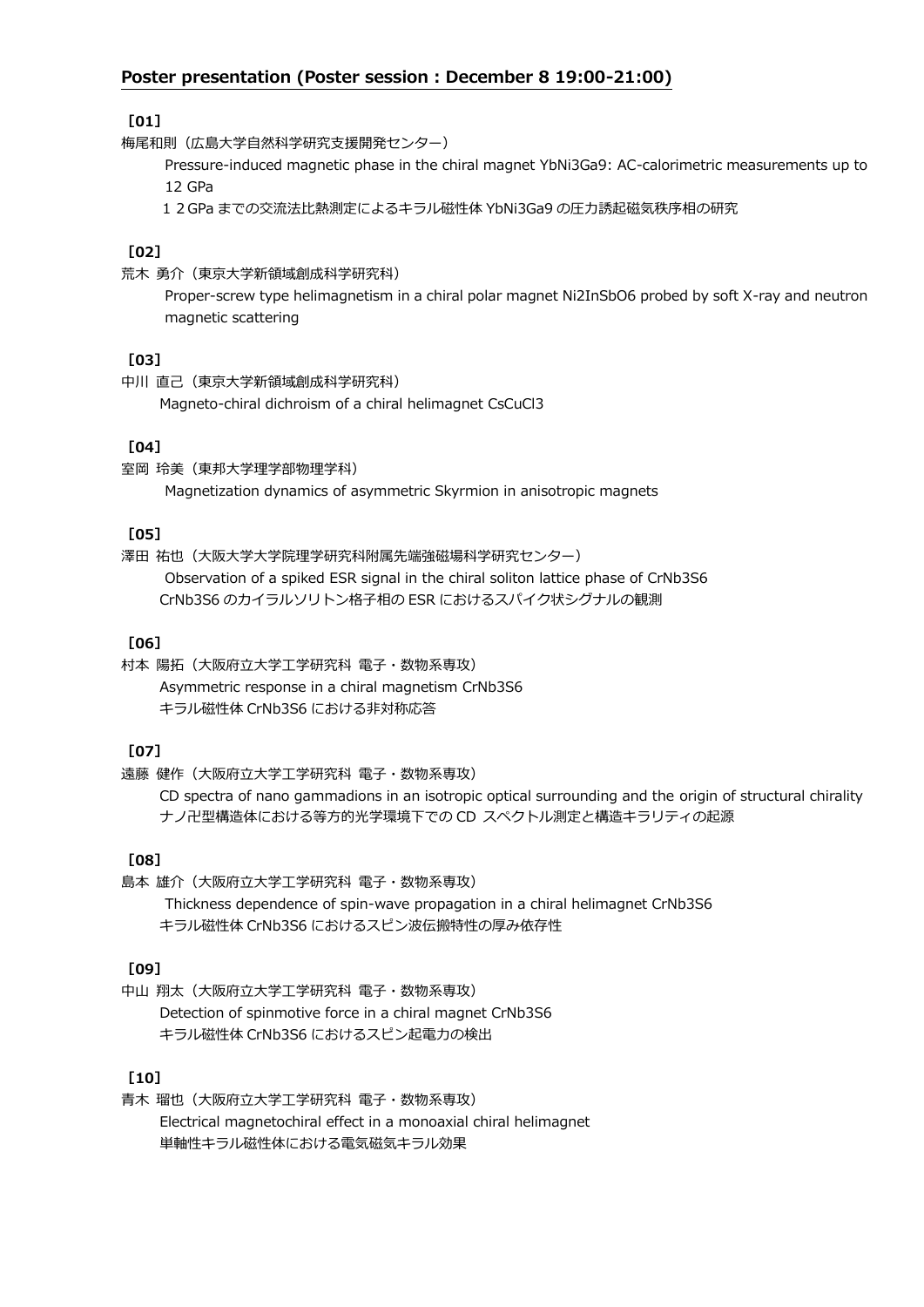## Poster presentation (Poster session : December 8 19:00-21:00)

**[01]**

梅尾和則（広島大学自然科学研究支援開発センター）

Pressure-induced magnetic phase in the chiral magnet $YbNi_3Ga_9$: AC-calorimetric measurements up to 12 GPa

１２GPa までの交流法比熱測定によるキラル磁性体 $YbNi_3Ga_9$ の圧力誘起磁気秩序相の研究

**[02]**

荒木 勇介（東京大学新領域創成科学研究科）

Proper-screw type helimagnetism in a chiral polar magnet $Ni_2InSbO_6$ probed by soft X-ray and neutron magnetic scattering

**[03]**

中川 直己（東京大学新領域創成科学研究科）

Magneto-chiral dichroism of a chiral helimagnet $CsCuCl_3$

**[04]**

室岡 玲美（東邦大学理学部物理学科）

Magnetization dynamics of asymmetric Skyrmion in anisotropic magnets

**[05]**

澤田 祐也（大阪大学大学院理学研究科附属先端強磁場科学研究センター）

Observation of a spiked ESR signal in the chiral soliton lattice phase of $CrNb_3S_6$

$CrNb_3S_6$ のカイラルソリトン格子相の ESR におけるスパイク状シグナルの観測

**[06]**

村本 陽拓（大阪府立大学工学研究科 電子・数物系専攻）

Asymmetric response in a chiral magnetism $CrNb_3S_6$

キラル磁性体 $CrNb_3S_6$ における非対称応答

**[07]**

遠藤 健作（大阪府立大学工学研究科 電子・数物系専攻）

CD spectra of nano gammadions in an isotropic optical surrounding and the origin of structural chirality

ナノ卍型構造体における等方的光学環境下での CD スペクトル測定と構造キラリティの起源

**[08]**

島本 雄介（大阪府立大学工学研究科 電子・数物系専攻）

Thickness dependence of spin-wave propagation in a chiral helimagnet $CrNb_3S_6$

キラル磁性体 $CrNb_3S_6$ におけるスピン波伝搬特性の厚み依存性

**[09]**

中山 翔太（大阪府立大学工学研究科 電子・数物系専攻）

Detection of spinmotive force in a chiral magnet $CrNb_3S_6$

キラル磁性体 $CrNb_3S_6$ におけるスピン起電力の検出

**[10]**

青木 瑠也（大阪府立大学工学研究科 電子・数物系専攻）

Electrical magnetochiral effect in a monoaxial chiral helimagnet

単軸性キラル磁性体における電気磁気キラル効果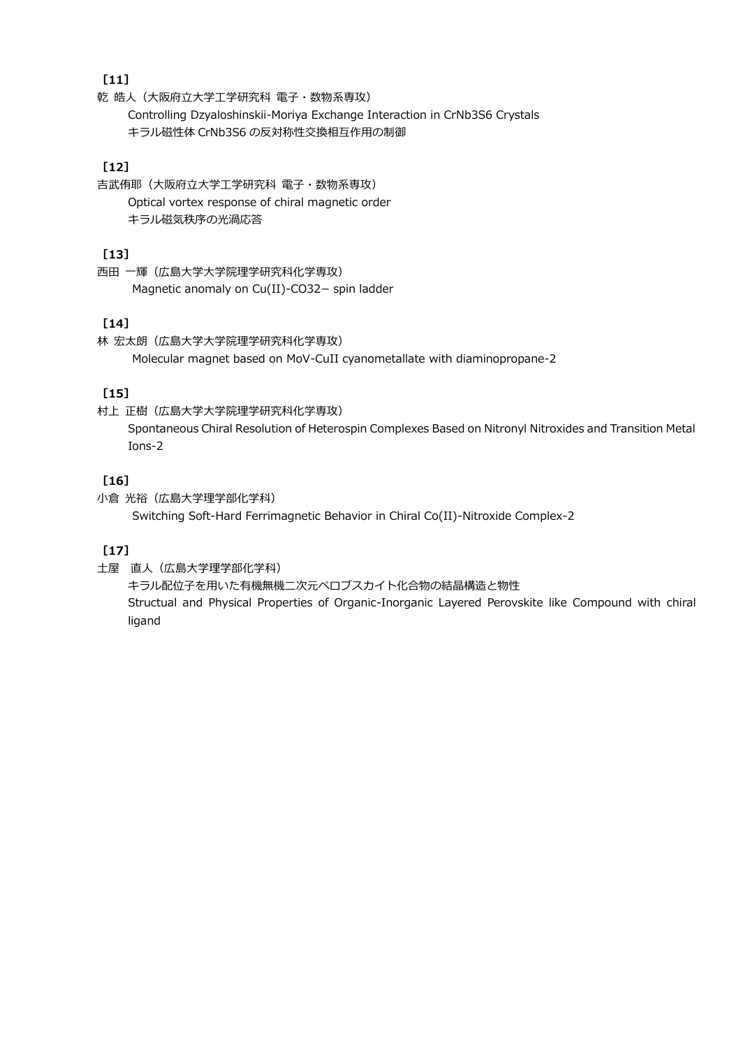**［11］**

乾 皓人（大阪府立大学工学研究科 電子・数物系専攻）

Controlling Dzyaloshinskii-Moriya Exchange Interaction in CrNb3S6 Crystals

キラル磁性体 CrNb3S6 の反対称性交換相互作用の制御

**［12］**

吉武侑耶（大阪府立大学工学研究科 電子・数物系専攻）

Optical vortex response of chiral magnetic order

キラル磁気秩序の光渦応答

**［13］**

西田 一輝（広島大学大学院理学研究科化学専攻）

Magnetic anomaly on Cu(II)-CO32− spin ladder

**［14］**

林 宏太朗（広島大学大学院理学研究科化学専攻）

Molecular magnet based on MoV-CuII cyanometallate with diaminopropane-2

**［15］**

村上 正樹（広島大学大学院理学研究科化学専攻）

Spontaneous Chiral Resolution of Heterospin Complexes Based on Nitronyl Nitroxides and Transition Metal Ions-2

**［16］**

小倉 光裕（広島大学理学部化学科）

Switching Soft-Hard Ferrimagnetic Behavior in Chiral Co(II)-Nitroxide Complex-2

**［17］**

土屋　直人（広島大学理学部化学科）

キラル配位子を用いた有機無機二次元ペロブスカイト化合物の結晶構造と物性

Structual and Physical Properties of Organic-Inorganic Layered Perovskite like Compound with chiral ligand